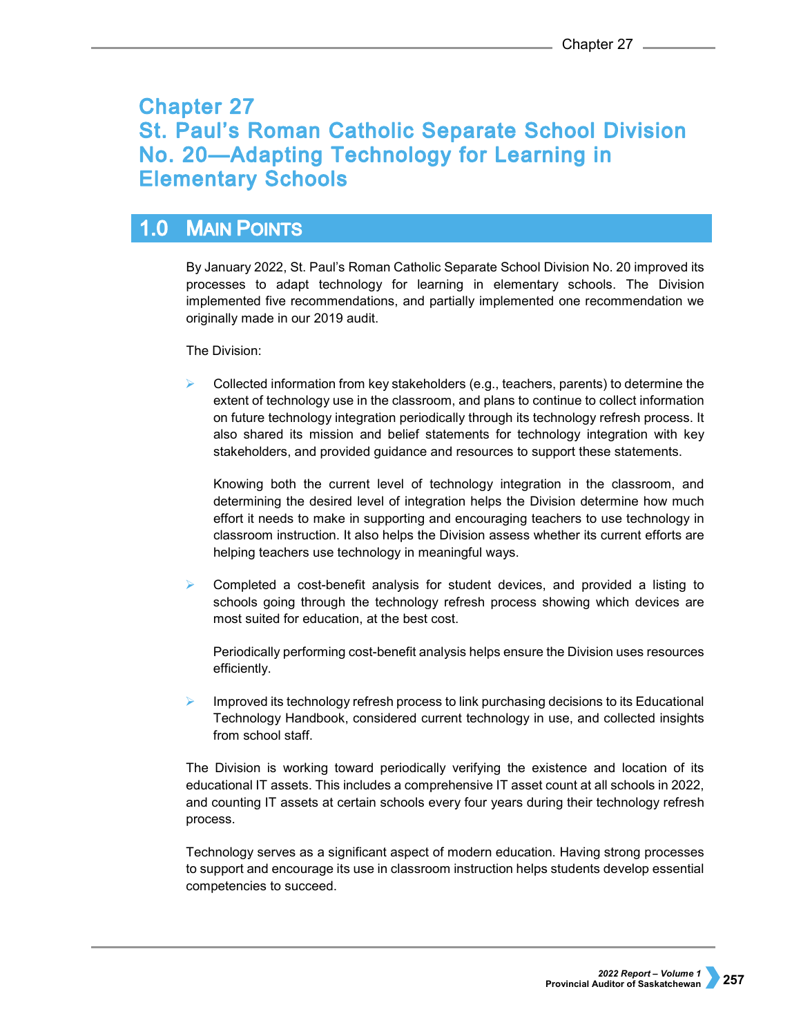# Chapter 27
# St. Paul's Roman Catholic Separate School Division No. 20—Adapting Technology for Learning in Elementary Schools

## 1.0 Main Points

By January 2022, St. Paul's Roman Catholic Separate School Division No. 20 improved its processes to adapt technology for learning in elementary schools. The Division implemented five recommendations, and partially implemented one recommendation we originally made in our 2019 audit.

The Division:

- Collected information from key stakeholders (e.g., teachers, parents) to determine the extent of technology use in the classroom, and plans to continue to collect information on future technology integration periodically through its technology refresh process. It also shared its mission and belief statements for technology integration with key stakeholders, and provided guidance and resources to support these statements.

  Knowing both the current level of technology integration in the classroom, and determining the desired level of integration helps the Division determine how much effort it needs to make in supporting and encouraging teachers to use technology in classroom instruction. It also helps the Division assess whether its current efforts are helping teachers use technology in meaningful ways.

- Completed a cost-benefit analysis for student devices, and provided a listing to schools going through the technology refresh process showing which devices are most suited for education, at the best cost.

  Periodically performing cost-benefit analysis helps ensure the Division uses resources efficiently.

- Improved its technology refresh process to link purchasing decisions to its Educational Technology Handbook, considered current technology in use, and collected insights from school staff.

The Division is working toward periodically verifying the existence and location of its educational IT assets. This includes a comprehensive IT asset count at all schools in 2022, and counting IT assets at certain schools every four years during their technology refresh process.

Technology serves as a significant aspect of modern education. Having strong processes to support and encourage its use in classroom instruction helps students develop essential competencies to succeed.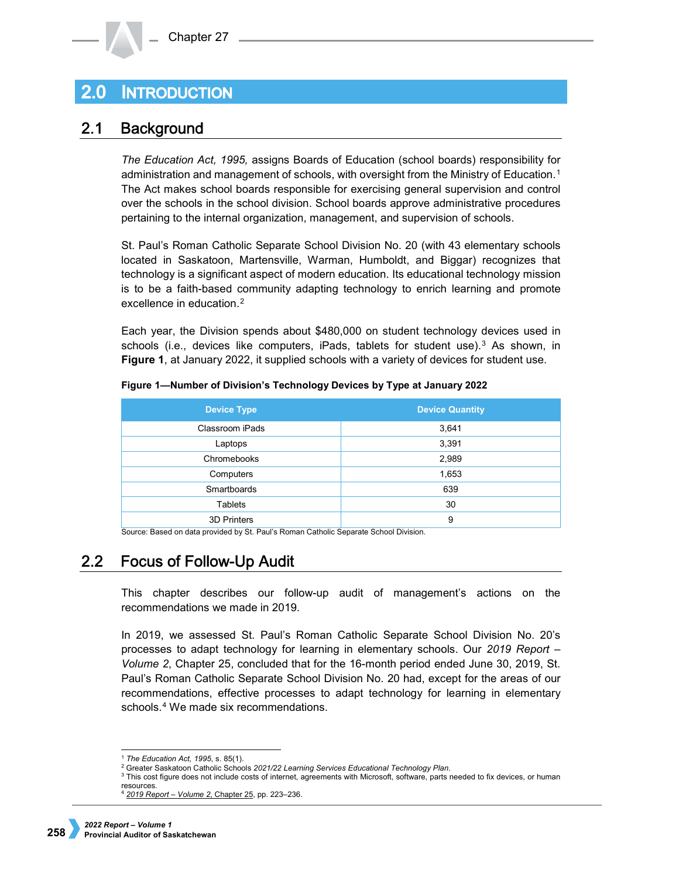# 2.0 Introduction

## 2.1 Background

*The Education Act, 1995,* assigns Boards of Education (school boards) responsibility for administration and management of schools, with oversight from the Ministry of Education.[1] The Act makes school boards responsible for exercising general supervision and control over the schools in the school division. School boards approve administrative procedures pertaining to the internal organization, management, and supervision of schools.

St. Paul's Roman Catholic Separate School Division No. 20 (with 43 elementary schools located in Saskatoon, Martensville, Warman, Humboldt, and Biggar) recognizes that technology is a significant aspect of modern education. Its educational technology mission is to be a faith-based community adapting technology to enrich learning and promote excellence in education.[2]

Each year, the Division spends about $480,000 on student technology devices used in schools (i.e., devices like computers, iPads, tablets for student use).[3] As shown, in **Figure 1**, at January 2022, it supplied schools with a variety of devices for student use.

**Figure 1—Number of Division's Technology Devices by Type at January 2022**

| Device Type | Device Quantity |
|---|---|
| Classroom iPads | 3,641 |
| Laptops | 3,391 |
| Chromebooks | 2,989 |
| Computers | 1,653 |
| Smartboards | 639 |
| Tablets | 30 |
| 3D Printers | 9 |

Source: Based on data provided by St. Paul's Roman Catholic Separate School Division.

## 2.2 Focus of Follow-Up Audit

This chapter describes our follow-up audit of management's actions on the recommendations we made in 2019.

In 2019, we assessed St. Paul's Roman Catholic Separate School Division No. 20's processes to adapt technology for learning in elementary schools. Our *2019 Report – Volume 2*, Chapter 25, concluded that for the 16-month period ended June 30, 2019, St. Paul's Roman Catholic Separate School Division No. 20 had, except for the areas of our recommendations, effective processes to adapt technology for learning in elementary schools.[4] We made six recommendations.

---

[1] *The Education Act, 1995*, s. 85(1).

[2] Greater Saskatoon Catholic Schools *2021/22 Learning Services Educational Technology Plan*.

[3] This cost figure does not include costs of internet, agreements with Microsoft, software, parts needed to fix devices, or human resources.

[4] 2019 Report – Volume 2, Chapter 25, pp. 223–236.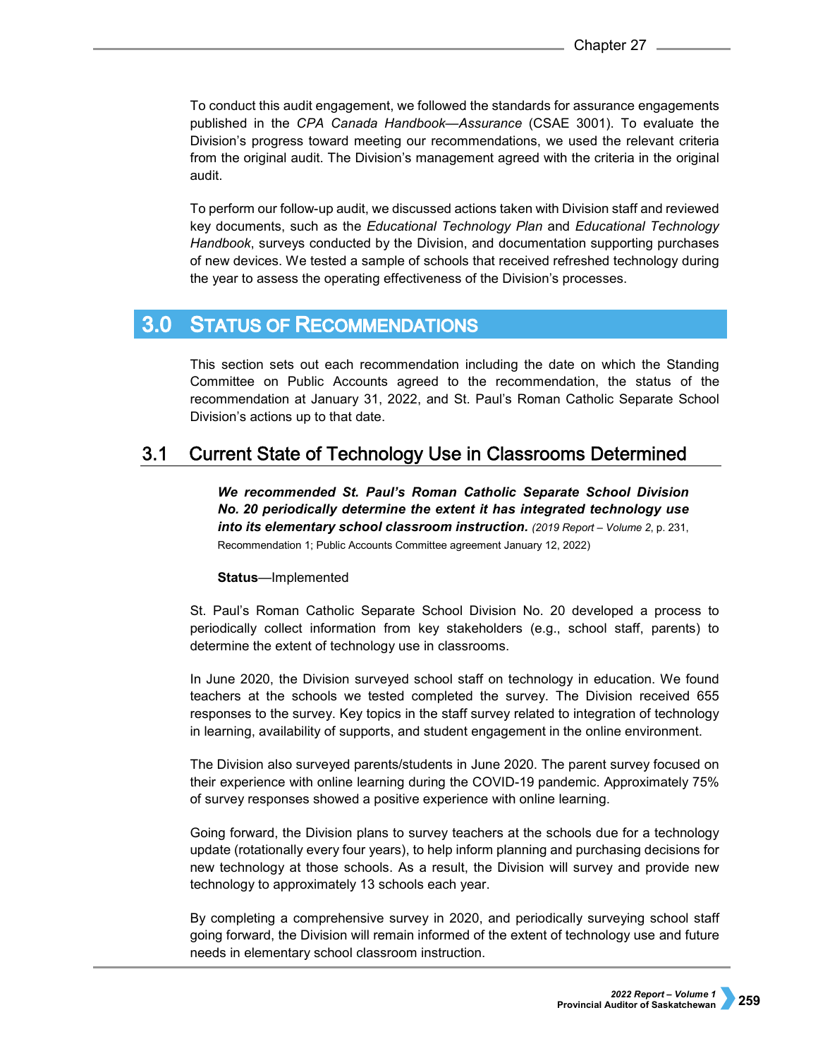To conduct this audit engagement, we followed the standards for assurance engagements published in the *CPA Canada Handbook—Assurance* (CSAE 3001). To evaluate the Division's progress toward meeting our recommendations, we used the relevant criteria from the original audit. The Division's management agreed with the criteria in the original audit.

To perform our follow-up audit, we discussed actions taken with Division staff and reviewed key documents, such as the *Educational Technology Plan* and *Educational Technology Handbook*, surveys conducted by the Division, and documentation supporting purchases of new devices. We tested a sample of schools that received refreshed technology during the year to assess the operating effectiveness of the Division's processes.

# 3.0 Status of Recommendations

This section sets out each recommendation including the date on which the Standing Committee on Public Accounts agreed to the recommendation, the status of the recommendation at January 31, 2022, and St. Paul's Roman Catholic Separate School Division's actions up to that date.

## 3.1 Current State of Technology Use in Classrooms Determined

***We recommended St. Paul's Roman Catholic Separate School Division No. 20 periodically determine the extent it has integrated technology use into its elementary school classroom instruction.*** *(2019 Report – Volume 2*, p. 231, Recommendation 1; Public Accounts Committee agreement January 12, 2022)

**Status**—Implemented

St. Paul's Roman Catholic Separate School Division No. 20 developed a process to periodically collect information from key stakeholders (e.g., school staff, parents) to determine the extent of technology use in classrooms.

In June 2020, the Division surveyed school staff on technology in education. We found teachers at the schools we tested completed the survey. The Division received 655 responses to the survey. Key topics in the staff survey related to integration of technology in learning, availability of supports, and student engagement in the online environment.

The Division also surveyed parents/students in June 2020. The parent survey focused on their experience with online learning during the COVID-19 pandemic. Approximately 75% of survey responses showed a positive experience with online learning.

Going forward, the Division plans to survey teachers at the schools due for a technology update (rotationally every four years), to help inform planning and purchasing decisions for new technology at those schools. As a result, the Division will survey and provide new technology to approximately 13 schools each year.

By completing a comprehensive survey in 2020, and periodically surveying school staff going forward, the Division will remain informed of the extent of technology use and future needs in elementary school classroom instruction.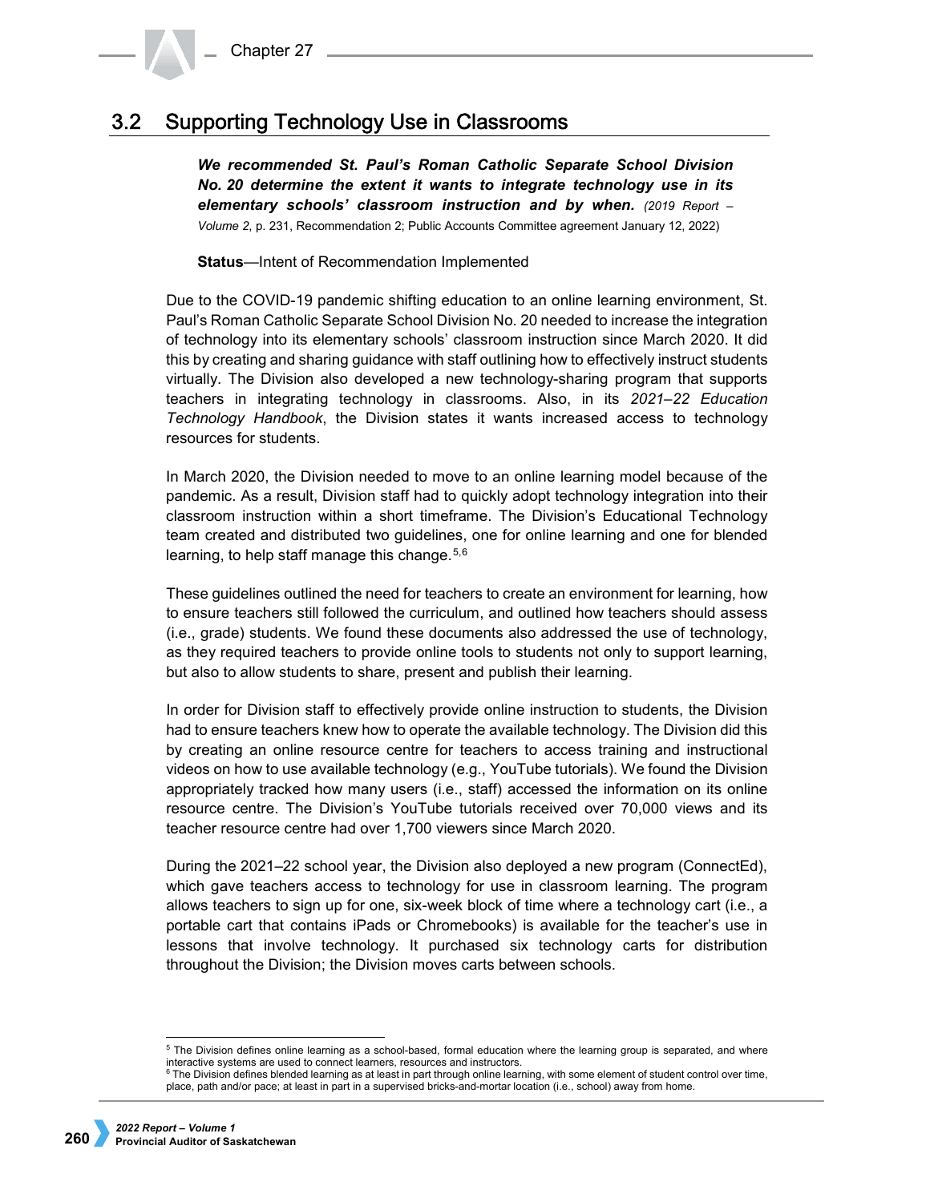## 3.2 Supporting Technology Use in Classrooms

> ***We recommended St. Paul's Roman Catholic Separate School Division No. 20 determine the extent it wants to integrate technology use in its elementary schools' classroom instruction and by when.*** *(2019 Report – Volume 2*, p. 231, Recommendation 2; Public Accounts Committee agreement January 12, 2022)
>
> **Status**—Intent of Recommendation Implemented

Due to the COVID-19 pandemic shifting education to an online learning environment, St. Paul's Roman Catholic Separate School Division No. 20 needed to increase the integration of technology into its elementary schools' classroom instruction since March 2020. It did this by creating and sharing guidance with staff outlining how to effectively instruct students virtually. The Division also developed a new technology-sharing program that supports teachers in integrating technology in classrooms. Also, in its *2021–22 Education Technology Handbook*, the Division states it wants increased access to technology resources for students.

In March 2020, the Division needed to move to an online learning model because of the pandemic. As a result, Division staff had to quickly adopt technology integration into their classroom instruction within a short timeframe. The Division's Educational Technology team created and distributed two guidelines, one for online learning and one for blended learning, to help staff manage this change.[5,6]

These guidelines outlined the need for teachers to create an environment for learning, how to ensure teachers still followed the curriculum, and outlined how teachers should assess (i.e., grade) students. We found these documents also addressed the use of technology, as they required teachers to provide online tools to students not only to support learning, but also to allow students to share, present and publish their learning.

In order for Division staff to effectively provide online instruction to students, the Division had to ensure teachers knew how to operate the available technology. The Division did this by creating an online resource centre for teachers to access training and instructional videos on how to use available technology (e.g., YouTube tutorials). We found the Division appropriately tracked how many users (i.e., staff) accessed the information on its online resource centre. The Division's YouTube tutorials received over 70,000 views and its teacher resource centre had over 1,700 viewers since March 2020.

During the 2021–22 school year, the Division also deployed a new program (ConnectEd), which gave teachers access to technology for use in classroom learning. The program allows teachers to sign up for one, six-week block of time where a technology cart (i.e., a portable cart that contains iPads or Chromebooks) is available for the teacher's use in lessons that involve technology. It purchased six technology carts for distribution throughout the Division; the Division moves carts between schools.

---

[5] The Division defines online learning as a school-based, formal education where the learning group is separated, and where interactive systems are used to connect learners, resources and instructors.

[6] The Division defines blended learning as at least in part through online learning, with some element of student control over time, place, path and/or pace; at least in part in a supervised bricks-and-mortar location (i.e., school) away from home.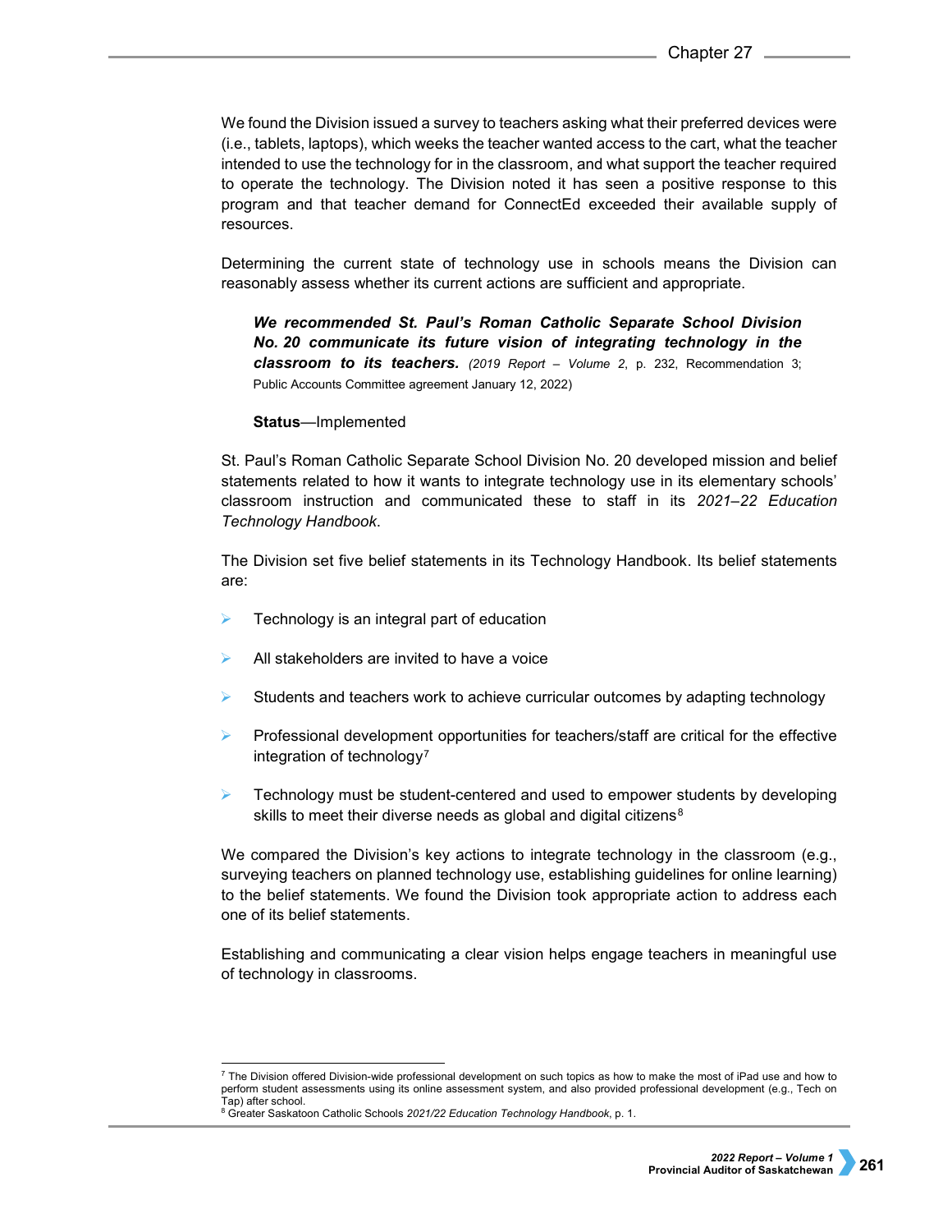We found the Division issued a survey to teachers asking what their preferred devices were (i.e., tablets, laptops), which weeks the teacher wanted access to the cart, what the teacher intended to use the technology for in the classroom, and what support the teacher required to operate the technology. The Division noted it has seen a positive response to this program and that teacher demand for ConnectEd exceeded their available supply of resources.

Determining the current state of technology use in schools means the Division can reasonably assess whether its current actions are sufficient and appropriate.

> ***We recommended St. Paul's Roman Catholic Separate School Division No. 20 communicate its future vision of integrating technology in the classroom to its teachers.*** *(2019 Report – Volume 2*, p. 232, Recommendation 3; Public Accounts Committee agreement January 12, 2022)
>
> **Status**—Implemented

St. Paul's Roman Catholic Separate School Division No. 20 developed mission and belief statements related to how it wants to integrate technology use in its elementary schools' classroom instruction and communicated these to staff in its *2021–22 Education Technology Handbook*.

The Division set five belief statements in its Technology Handbook. Its belief statements are:

- Technology is an integral part of education
- All stakeholders are invited to have a voice
- Students and teachers work to achieve curricular outcomes by adapting technology
- Professional development opportunities for teachers/staff are critical for the effective integration of technology[7]
- Technology must be student-centered and used to empower students by developing skills to meet their diverse needs as global and digital citizens[8]

We compared the Division's key actions to integrate technology in the classroom (e.g., surveying teachers on planned technology use, establishing guidelines for online learning) to the belief statements. We found the Division took appropriate action to address each one of its belief statements.

Establishing and communicating a clear vision helps engage teachers in meaningful use of technology in classrooms.

---

[7] The Division offered Division-wide professional development on such topics as how to make the most of iPad use and how to perform student assessments using its online assessment system, and also provided professional development (e.g., Tech on Tap) after school.

[8] Greater Saskatoon Catholic Schools *2021/22 Education Technology Handbook*, p. 1.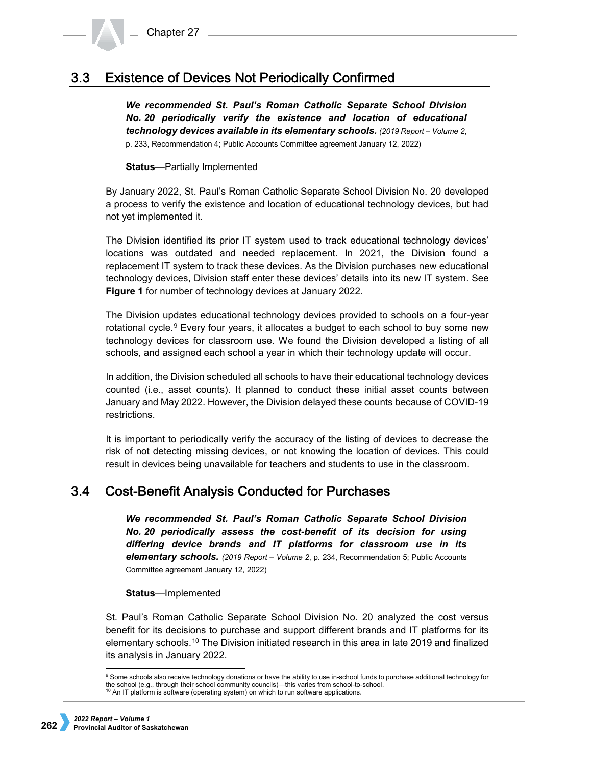## 3.3 Existence of Devices Not Periodically Confirmed

***We recommended St. Paul's Roman Catholic Separate School Division No. 20 periodically verify the existence and location of educational technology devices available in its elementary schools.*** *(2019 Report – Volume 2*, p. 233, Recommendation 4; Public Accounts Committee agreement January 12, 2022)

**Status**—Partially Implemented

By January 2022, St. Paul's Roman Catholic Separate School Division No. 20 developed a process to verify the existence and location of educational technology devices, but had not yet implemented it.

The Division identified its prior IT system used to track educational technology devices' locations was outdated and needed replacement. In 2021, the Division found a replacement IT system to track these devices. As the Division purchases new educational technology devices, Division staff enter these devices' details into its new IT system. See **Figure 1** for number of technology devices at January 2022.

The Division updates educational technology devices provided to schools on a four-year rotational cycle.[9] Every four years, it allocates a budget to each school to buy some new technology devices for classroom use. We found the Division developed a listing of all schools, and assigned each school a year in which their technology update will occur.

In addition, the Division scheduled all schools to have their educational technology devices counted (i.e., asset counts). It planned to conduct these initial asset counts between January and May 2022. However, the Division delayed these counts because of COVID-19 restrictions.

It is important to periodically verify the accuracy of the listing of devices to decrease the risk of not detecting missing devices, or not knowing the location of devices. This could result in devices being unavailable for teachers and students to use in the classroom.

## 3.4 Cost-Benefit Analysis Conducted for Purchases

***We recommended St. Paul's Roman Catholic Separate School Division No. 20 periodically assess the cost-benefit of its decision for using differing device brands and IT platforms for classroom use in its elementary schools.*** *(2019 Report – Volume 2*, p. 234, Recommendation 5; Public Accounts Committee agreement January 12, 2022)

**Status**—Implemented

St. Paul's Roman Catholic Separate School Division No. 20 analyzed the cost versus benefit for its decisions to purchase and support different brands and IT platforms for its elementary schools.[10] The Division initiated research in this area in late 2019 and finalized its analysis in January 2022.

---

[9] Some schools also receive technology donations or have the ability to use in-school funds to purchase additional technology for the school (e.g., through their school community councils)—this varies from school-to-school.

[10] An IT platform is software (operating system) on which to run software applications.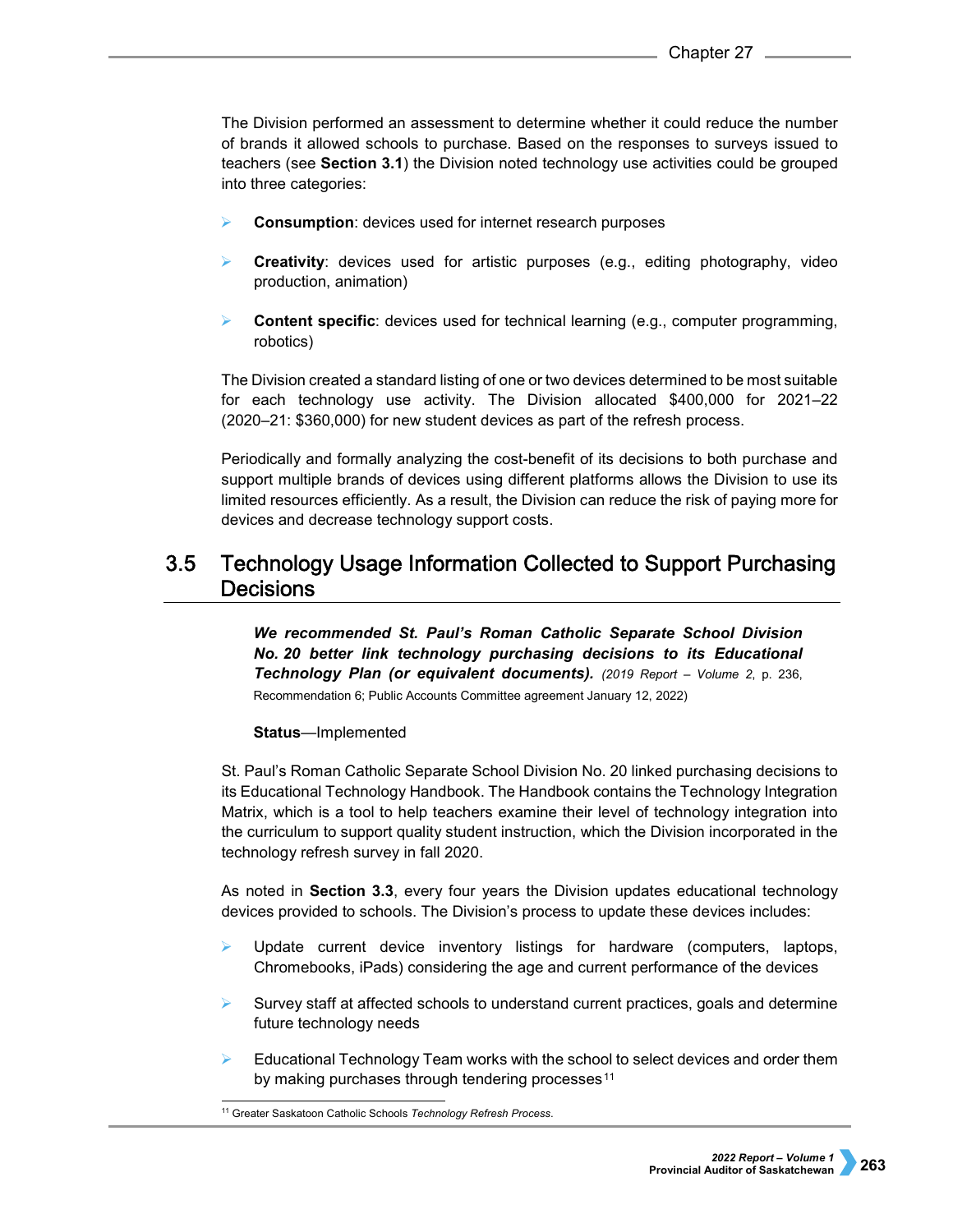The Division performed an assessment to determine whether it could reduce the number of brands it allowed schools to purchase. Based on the responses to surveys issued to teachers (see **Section 3.1**) the Division noted technology use activities could be grouped into three categories:

- **Consumption**: devices used for internet research purposes
- **Creativity**: devices used for artistic purposes (e.g., editing photography, video production, animation)
- **Content specific**: devices used for technical learning (e.g., computer programming, robotics)

The Division created a standard listing of one or two devices determined to be most suitable for each technology use activity. The Division allocated $400,000 for 2021–22 (2020–21: $360,000) for new student devices as part of the refresh process.

Periodically and formally analyzing the cost-benefit of its decisions to both purchase and support multiple brands of devices using different platforms allows the Division to use its limited resources efficiently. As a result, the Division can reduce the risk of paying more for devices and decrease technology support costs.

## 3.5 Technology Usage Information Collected to Support Purchasing Decisions

***We recommended St. Paul's Roman Catholic Separate School Division No. 20 better link technology purchasing decisions to its Educational Technology Plan (or equivalent documents).*** *(2019 Report – Volume 2*, p. 236, Recommendation 6; Public Accounts Committee agreement January 12, 2022)

**Status**—Implemented

St. Paul's Roman Catholic Separate School Division No. 20 linked purchasing decisions to its Educational Technology Handbook. The Handbook contains the Technology Integration Matrix, which is a tool to help teachers examine their level of technology integration into the curriculum to support quality student instruction, which the Division incorporated in the technology refresh survey in fall 2020.

As noted in **Section 3.3**, every four years the Division updates educational technology devices provided to schools. The Division's process to update these devices includes:

- Update current device inventory listings for hardware (computers, laptops, Chromebooks, iPads) considering the age and current performance of the devices
- Survey staff at affected schools to understand current practices, goals and determine future technology needs
- Educational Technology Team works with the school to select devices and order them by making purchases through tendering processes[11]

[11] Greater Saskatoon Catholic Schools *Technology Refresh Process*.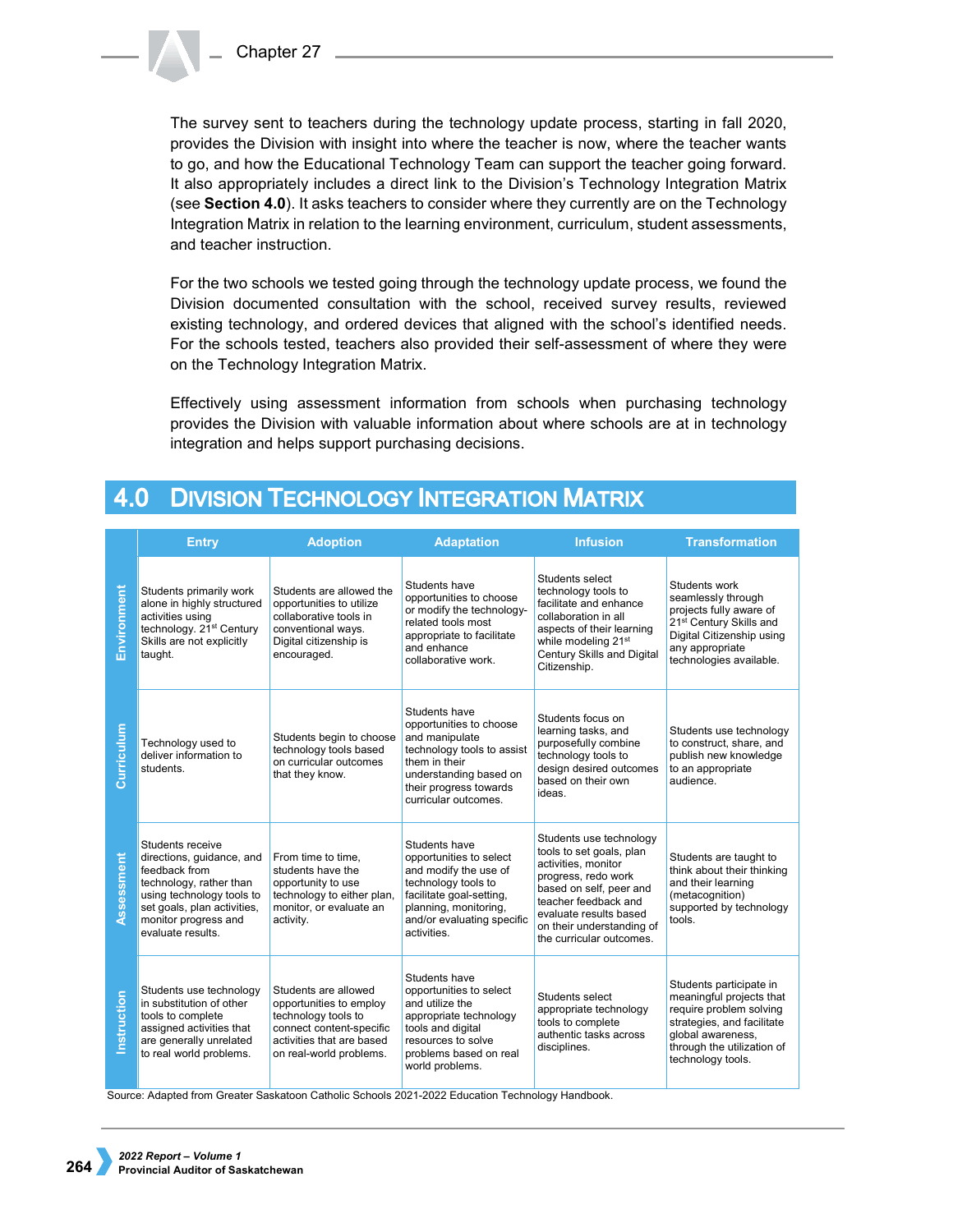The survey sent to teachers during the technology update process, starting in fall 2020, provides the Division with insight into where the teacher is now, where the teacher wants to go, and how the Educational Technology Team can support the teacher going forward. It also appropriately includes a direct link to the Division's Technology Integration Matrix (see **Section 4.0**). It asks teachers to consider where they currently are on the Technology Integration Matrix in relation to the learning environment, curriculum, student assessments, and teacher instruction.

For the two schools we tested going through the technology update process, we found the Division documented consultation with the school, received survey results, reviewed existing technology, and ordered devices that aligned with the school's identified needs. For the schools tested, teachers also provided their self-assessment of where they were on the Technology Integration Matrix.

Effectively using assessment information from schools when purchasing technology provides the Division with valuable information about where schools are at in technology integration and helps support purchasing decisions.

## 4.0 Division Technology Integration Matrix

| | Entry | Adoption | Adaptation | Infusion | Transformation |
|---|---|---|---|---|---|
| **Environment** | Students primarily work alone in highly structured activities using technology. 21st Century Skills are not explicitly taught. | Students are allowed the opportunities to utilize collaborative tools in conventional ways. Digital citizenship is encouraged. | Students have opportunities to choose or modify the technology-related tools most appropriate to facilitate and enhance collaborative work. | Students select technology tools to facilitate and enhance collaboration in all aspects of their learning while modeling 21st Century Skills and Digital Citizenship. | Students work seamlessly through projects fully aware of 21st Century Skills and Digital Citizenship using any appropriate technologies available. |
| **Curriculum** | Technology used to deliver information to students. | Students begin to choose technology tools based on curricular outcomes that they know. | Students have opportunities to choose and manipulate technology tools to assist them in their understanding based on their progress towards curricular outcomes. | Students focus on learning tasks, and purposefully combine technology tools to design desired outcomes based on their own ideas. | Students use technology to construct, share, and publish new knowledge to an appropriate audience. |
| **Assessment** | Students receive directions, guidance, and feedback from technology, rather than using technology tools to set goals, plan activities, monitor progress and evaluate results. | From time to time, students have the opportunity to use technology to either plan, monitor, or evaluate an activity. | Students have opportunities to select and modify the use of technology tools to facilitate goal-setting, planning, monitoring, and/or evaluating specific activities. | Students use technology tools to set goals, plan activities, monitor progress, redo work based on self, peer and teacher feedback and evaluate results based on their understanding of the curricular outcomes. | Students are taught to think about their thinking and their learning (metacognition) supported by technology tools. |
| **Instruction** | Students use technology in substitution of other tools to complete assigned activities that are generally unrelated to real world problems. | Students are allowed opportunities to employ technology tools to connect content-specific activities that are based on real-world problems. | Students have opportunities to select and utilize the appropriate technology tools and digital resources to solve problems based on real world problems. | Students select appropriate technology tools to complete authentic tasks across disciplines. | Students participate in meaningful projects that require problem solving strategies, and facilitate global awareness, through the utilization of technology tools. |

Source: Adapted from Greater Saskatoon Catholic Schools 2021-2022 Education Technology Handbook.